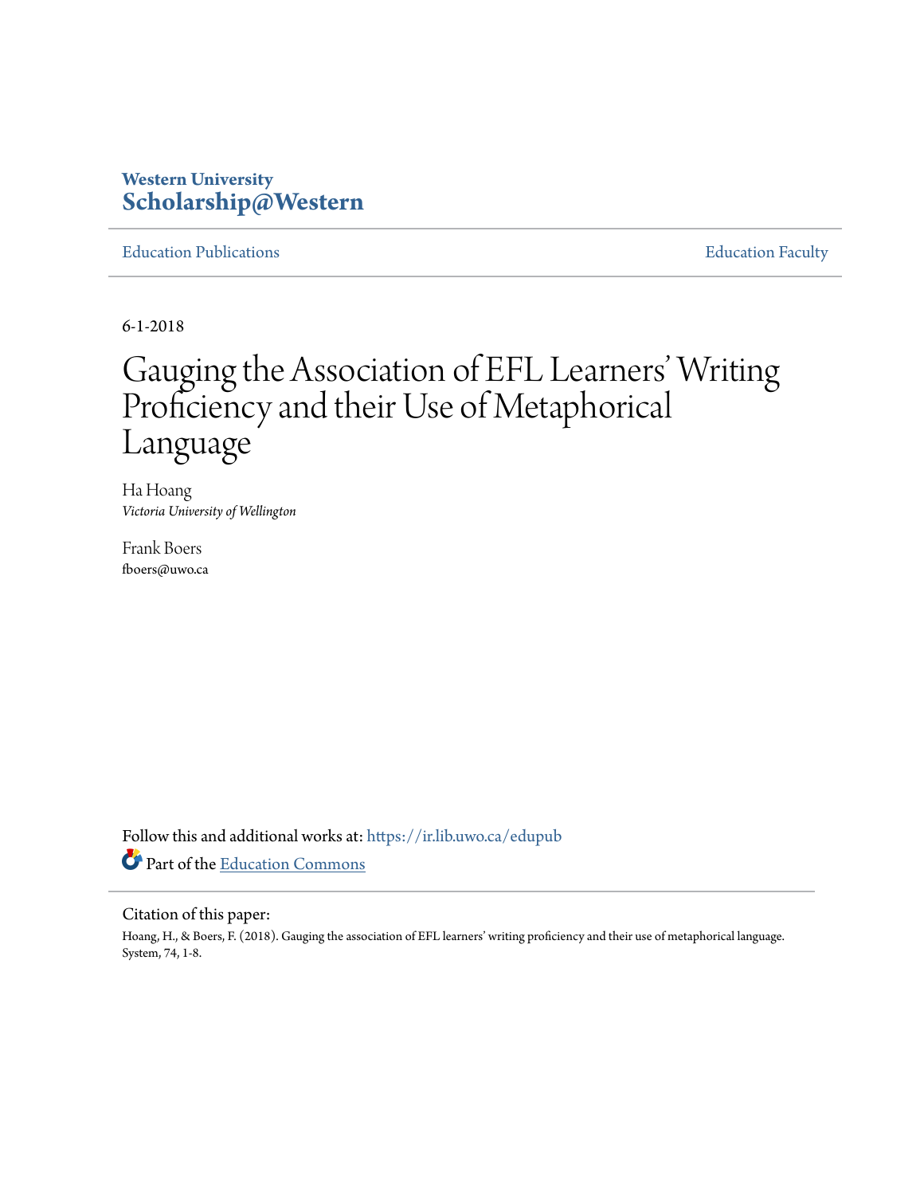Western University
**Scholarship@Western**

Education Publications | Education Faculty

6-1-2018

# Gauging the Association of EFL Learners' Writing Proficiency and their Use of Metaphorical Language

Ha Hoang
*Victoria University of Wellington*

Frank Boers
fboers@uwo.ca

Follow this and additional works at: https://ir.lib.uwo.ca/edupub

Part of the Education Commons

Citation of this paper:
Hoang, H., & Boers, F. (2018). Gauging the association of EFL learners' writing proficiency and their use of metaphorical language. System, 74, 1-8.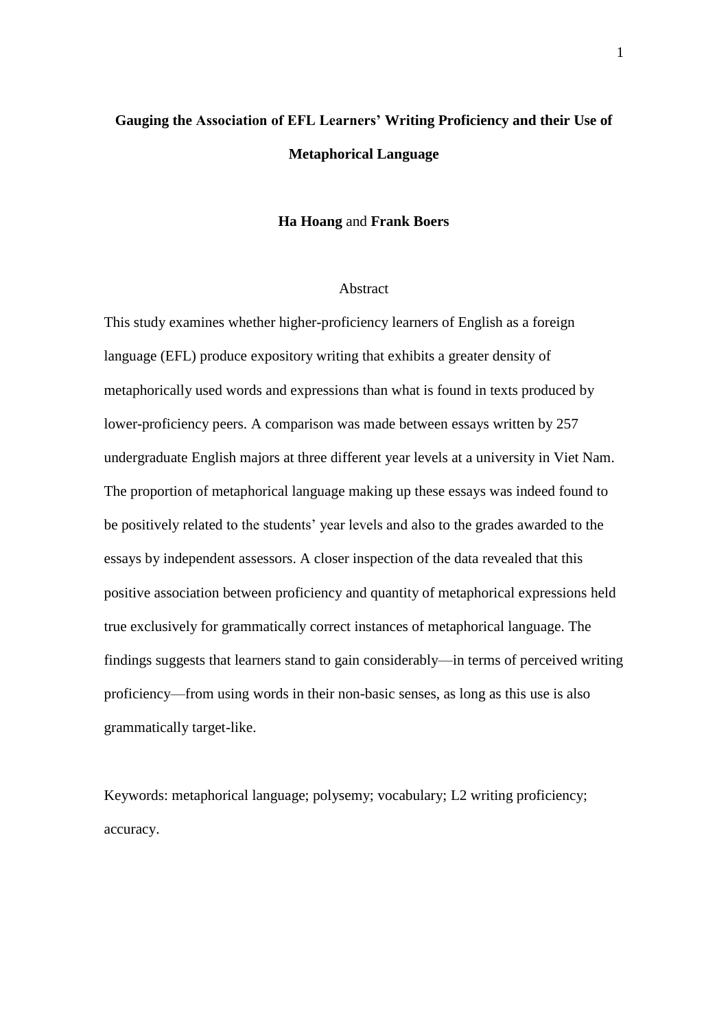# Gauging the Association of EFL Learners' Writing Proficiency and their Use of Metaphorical Language

**Ha Hoang** and **Frank Boers**

## Abstract

This study examines whether higher-proficiency learners of English as a foreign language (EFL) produce expository writing that exhibits a greater density of metaphorically used words and expressions than what is found in texts produced by lower-proficiency peers. A comparison was made between essays written by 257 undergraduate English majors at three different year levels at a university in Viet Nam. The proportion of metaphorical language making up these essays was indeed found to be positively related to the students' year levels and also to the grades awarded to the essays by independent assessors. A closer inspection of the data revealed that this positive association between proficiency and quantity of metaphorical expressions held true exclusively for grammatically correct instances of metaphorical language. The findings suggests that learners stand to gain considerably—in terms of perceived writing proficiency—from using words in their non-basic senses, as long as this use is also grammatically target-like.

Keywords: metaphorical language; polysemy; vocabulary; L2 writing proficiency; accuracy.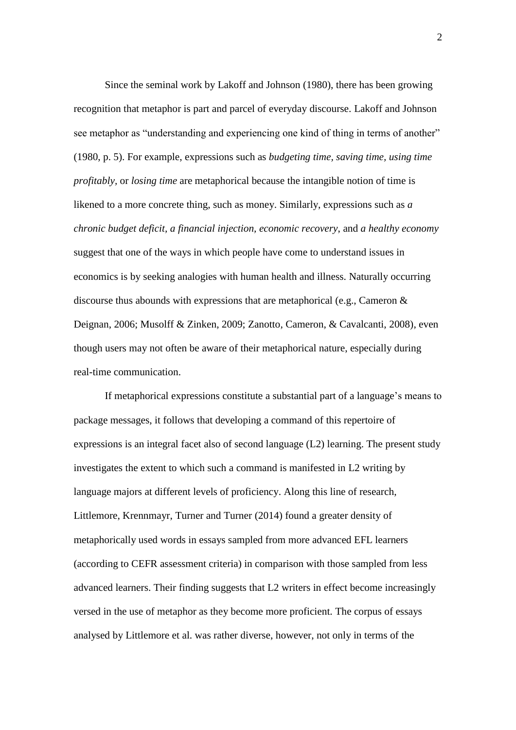Since the seminal work by Lakoff and Johnson (1980), there has been growing recognition that metaphor is part and parcel of everyday discourse. Lakoff and Johnson see metaphor as "understanding and experiencing one kind of thing in terms of another" (1980, p. 5). For example, expressions such as *budgeting time, saving time, using time profitably,* or *losing time* are metaphorical because the intangible notion of time is likened to a more concrete thing, such as money. Similarly, expressions such as *a chronic budget deficit, a financial injection, economic recovery*, and *a healthy economy* suggest that one of the ways in which people have come to understand issues in economics is by seeking analogies with human health and illness. Naturally occurring discourse thus abounds with expressions that are metaphorical (e.g., Cameron & Deignan, 2006; Musolff & Zinken, 2009; Zanotto, Cameron, & Cavalcanti, 2008), even though users may not often be aware of their metaphorical nature, especially during real-time communication.

If metaphorical expressions constitute a substantial part of a language's means to package messages, it follows that developing a command of this repertoire of expressions is an integral facet also of second language (L2) learning. The present study investigates the extent to which such a command is manifested in L2 writing by language majors at different levels of proficiency. Along this line of research, Littlemore, Krennmayr, Turner and Turner (2014) found a greater density of metaphorically used words in essays sampled from more advanced EFL learners (according to CEFR assessment criteria) in comparison with those sampled from less advanced learners. Their finding suggests that L2 writers in effect become increasingly versed in the use of metaphor as they become more proficient. The corpus of essays analysed by Littlemore et al. was rather diverse, however, not only in terms of the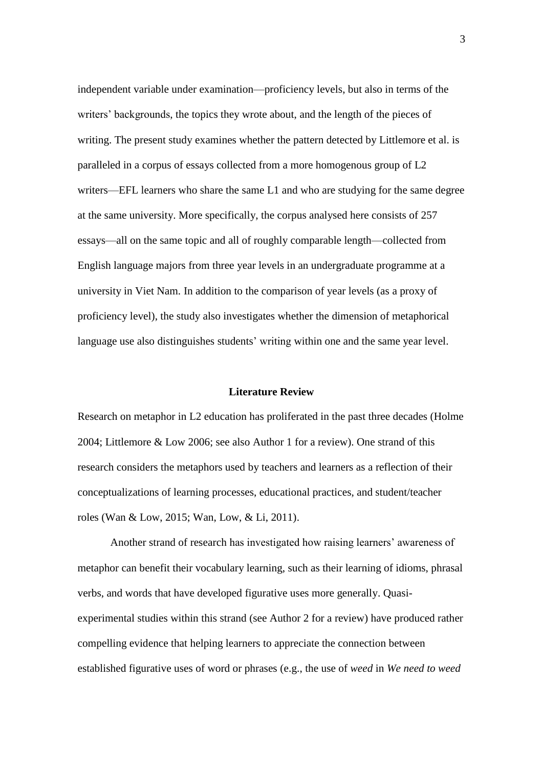independent variable under examination—proficiency levels, but also in terms of the writers' backgrounds, the topics they wrote about, and the length of the pieces of writing. The present study examines whether the pattern detected by Littlemore et al. is paralleled in a corpus of essays collected from a more homogenous group of L2 writers—EFL learners who share the same L1 and who are studying for the same degree at the same university. More specifically, the corpus analysed here consists of 257 essays—all on the same topic and all of roughly comparable length—collected from English language majors from three year levels in an undergraduate programme at a university in Viet Nam. In addition to the comparison of year levels (as a proxy of proficiency level), the study also investigates whether the dimension of metaphorical language use also distinguishes students' writing within one and the same year level.

## Literature Review

Research on metaphor in L2 education has proliferated in the past three decades (Holme 2004; Littlemore & Low 2006; see also Author 1 for a review). One strand of this research considers the metaphors used by teachers and learners as a reflection of their conceptualizations of learning processes, educational practices, and student/teacher roles (Wan & Low, 2015; Wan, Low, & Li, 2011).

Another strand of research has investigated how raising learners' awareness of metaphor can benefit their vocabulary learning, such as their learning of idioms, phrasal verbs, and words that have developed figurative uses more generally. Quasi-experimental studies within this strand (see Author 2 for a review) have produced rather compelling evidence that helping learners to appreciate the connection between established figurative uses of word or phrases (e.g., the use of *weed* in *We need to weed*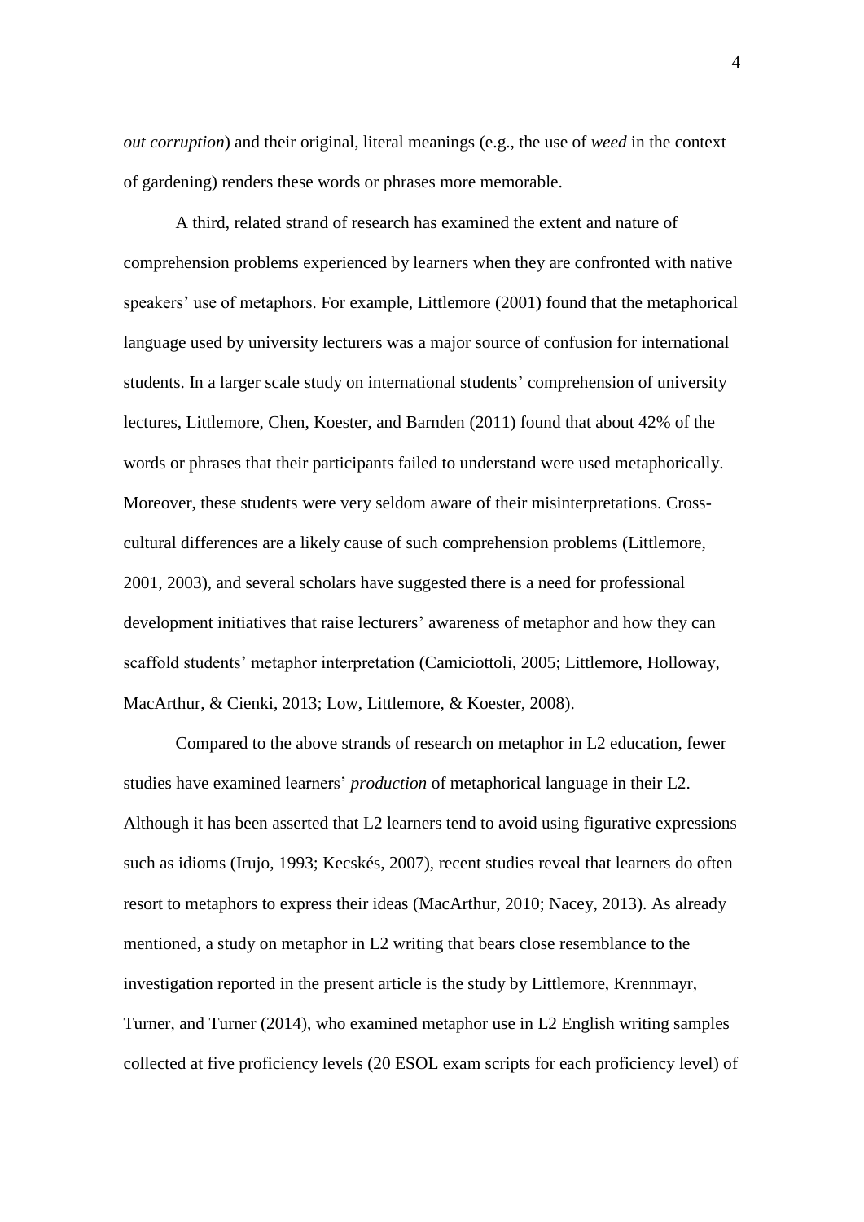*out corruption*) and their original, literal meanings (e.g., the use of *weed* in the context of gardening) renders these words or phrases more memorable.

A third, related strand of research has examined the extent and nature of comprehension problems experienced by learners when they are confronted with native speakers' use of metaphors. For example, Littlemore (2001) found that the metaphorical language used by university lecturers was a major source of confusion for international students. In a larger scale study on international students' comprehension of university lectures, Littlemore, Chen, Koester, and Barnden (2011) found that about 42% of the words or phrases that their participants failed to understand were used metaphorically. Moreover, these students were very seldom aware of their misinterpretations. Cross-cultural differences are a likely cause of such comprehension problems (Littlemore, 2001, 2003), and several scholars have suggested there is a need for professional development initiatives that raise lecturers' awareness of metaphor and how they can scaffold students' metaphor interpretation (Camiciottoli, 2005; Littlemore, Holloway, MacArthur, & Cienki, 2013; Low, Littlemore, & Koester, 2008).

Compared to the above strands of research on metaphor in L2 education, fewer studies have examined learners' *production* of metaphorical language in their L2. Although it has been asserted that L2 learners tend to avoid using figurative expressions such as idioms (Irujo, 1993; Kecskés, 2007), recent studies reveal that learners do often resort to metaphors to express their ideas (MacArthur, 2010; Nacey, 2013). As already mentioned, a study on metaphor in L2 writing that bears close resemblance to the investigation reported in the present article is the study by Littlemore, Krennmayr, Turner, and Turner (2014), who examined metaphor use in L2 English writing samples collected at five proficiency levels (20 ESOL exam scripts for each proficiency level) of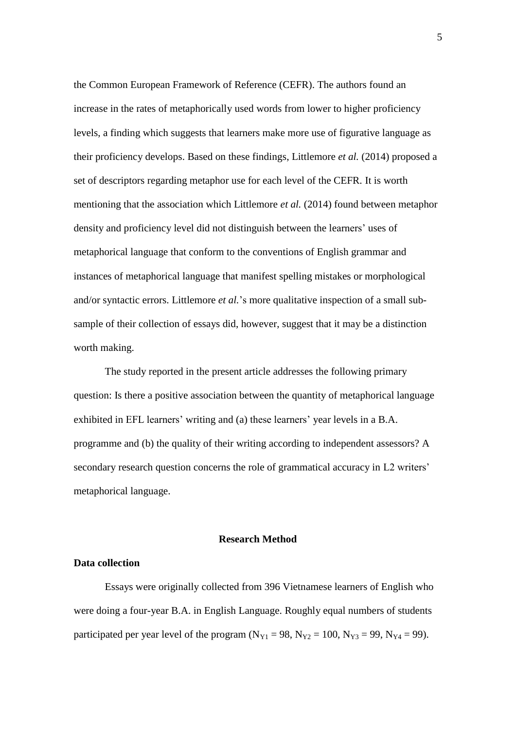the Common European Framework of Reference (CEFR). The authors found an increase in the rates of metaphorically used words from lower to higher proficiency levels, a finding which suggests that learners make more use of figurative language as their proficiency develops. Based on these findings, Littlemore *et al.* (2014) proposed a set of descriptors regarding metaphor use for each level of the CEFR. It is worth mentioning that the association which Littlemore *et al.* (2014) found between metaphor density and proficiency level did not distinguish between the learners' uses of metaphorical language that conform to the conventions of English grammar and instances of metaphorical language that manifest spelling mistakes or morphological and/or syntactic errors. Littlemore *et al.*'s more qualitative inspection of a small sub-sample of their collection of essays did, however, suggest that it may be a distinction worth making.

The study reported in the present article addresses the following primary question: Is there a positive association between the quantity of metaphorical language exhibited in EFL learners' writing and (a) these learners' year levels in a B.A. programme and (b) the quality of their writing according to independent assessors? A secondary research question concerns the role of grammatical accuracy in L2 writers' metaphorical language.

## Research Method

### Data collection

Essays were originally collected from 396 Vietnamese learners of English who were doing a four-year B.A. in English Language. Roughly equal numbers of students participated per year level of the program ($N_{Y1} = 98$, $N_{Y2} = 100$, $N_{Y3} = 99$, $N_{Y4} = 99$).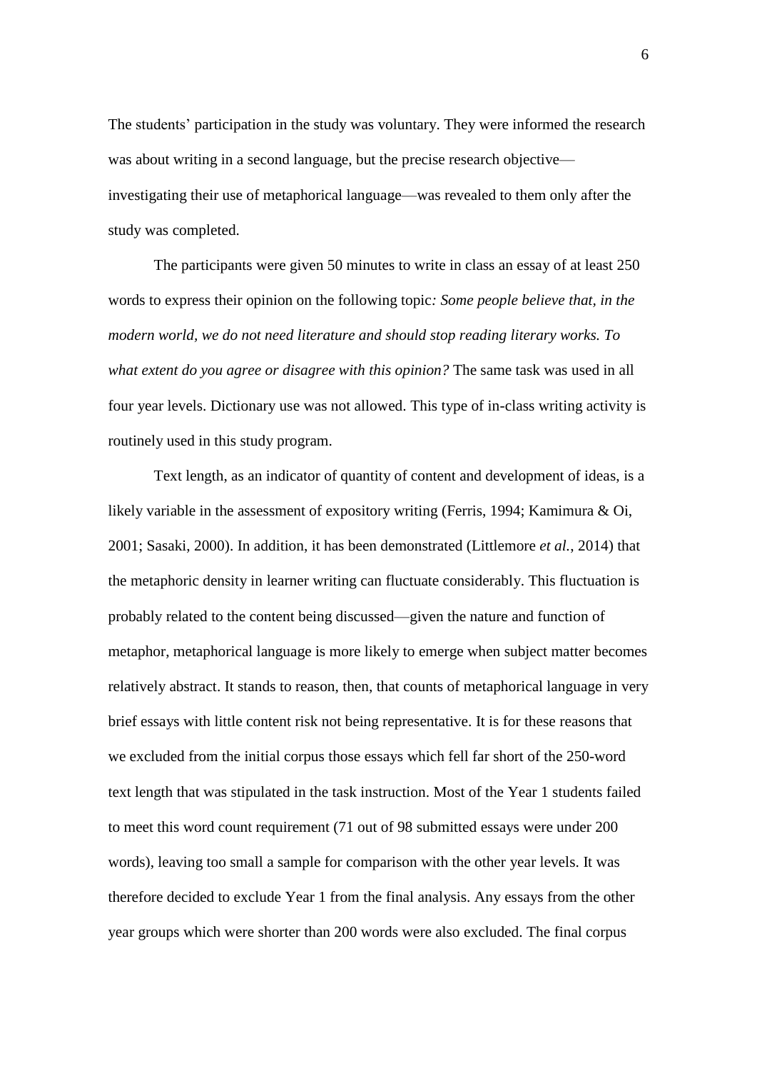The students' participation in the study was voluntary. They were informed the research was about writing in a second language, but the precise research objective—investigating their use of metaphorical language—was revealed to them only after the study was completed.

The participants were given 50 minutes to write in class an essay of at least 250 words to express their opinion on the following topic*: Some people believe that, in the modern world, we do not need literature and should stop reading literary works. To what extent do you agree or disagree with this opinion?* The same task was used in all four year levels. Dictionary use was not allowed. This type of in-class writing activity is routinely used in this study program.

Text length, as an indicator of quantity of content and development of ideas, is a likely variable in the assessment of expository writing (Ferris, 1994; Kamimura & Oi, 2001; Sasaki, 2000). In addition, it has been demonstrated (Littlemore *et al.*, 2014) that the metaphoric density in learner writing can fluctuate considerably. This fluctuation is probably related to the content being discussed—given the nature and function of metaphor, metaphorical language is more likely to emerge when subject matter becomes relatively abstract. It stands to reason, then, that counts of metaphorical language in very brief essays with little content risk not being representative. It is for these reasons that we excluded from the initial corpus those essays which fell far short of the 250-word text length that was stipulated in the task instruction. Most of the Year 1 students failed to meet this word count requirement (71 out of 98 submitted essays were under 200 words), leaving too small a sample for comparison with the other year levels. It was therefore decided to exclude Year 1 from the final analysis. Any essays from the other year groups which were shorter than 200 words were also excluded. The final corpus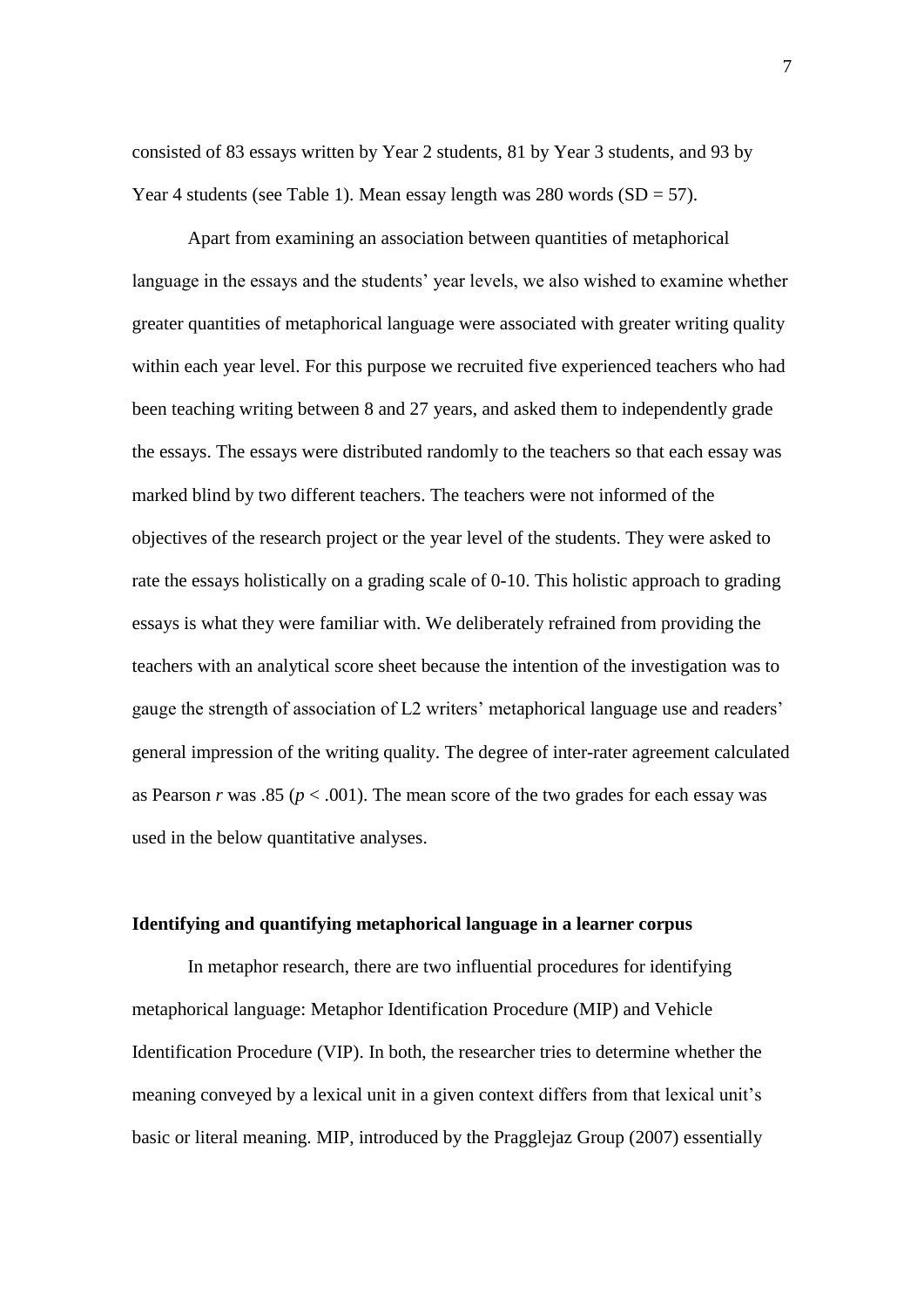consisted of 83 essays written by Year 2 students, 81 by Year 3 students, and 93 by Year 4 students (see Table 1). Mean essay length was 280 words (SD = 57).

Apart from examining an association between quantities of metaphorical language in the essays and the students' year levels, we also wished to examine whether greater quantities of metaphorical language were associated with greater writing quality within each year level. For this purpose we recruited five experienced teachers who had been teaching writing between 8 and 27 years, and asked them to independently grade the essays. The essays were distributed randomly to the teachers so that each essay was marked blind by two different teachers. The teachers were not informed of the objectives of the research project or the year level of the students. They were asked to rate the essays holistically on a grading scale of 0-10. This holistic approach to grading essays is what they were familiar with. We deliberately refrained from providing the teachers with an analytical score sheet because the intention of the investigation was to gauge the strength of association of L2 writers' metaphorical language use and readers' general impression of the writing quality. The degree of inter-rater agreement calculated as Pearson $r$ was .85 ($p < .001$). The mean score of the two grades for each essay was used in the below quantitative analyses.

### Identifying and quantifying metaphorical language in a learner corpus

In metaphor research, there are two influential procedures for identifying metaphorical language: Metaphor Identification Procedure (MIP) and Vehicle Identification Procedure (VIP). In both, the researcher tries to determine whether the meaning conveyed by a lexical unit in a given context differs from that lexical unit's basic or literal meaning. MIP, introduced by the Pragglejaz Group (2007) essentially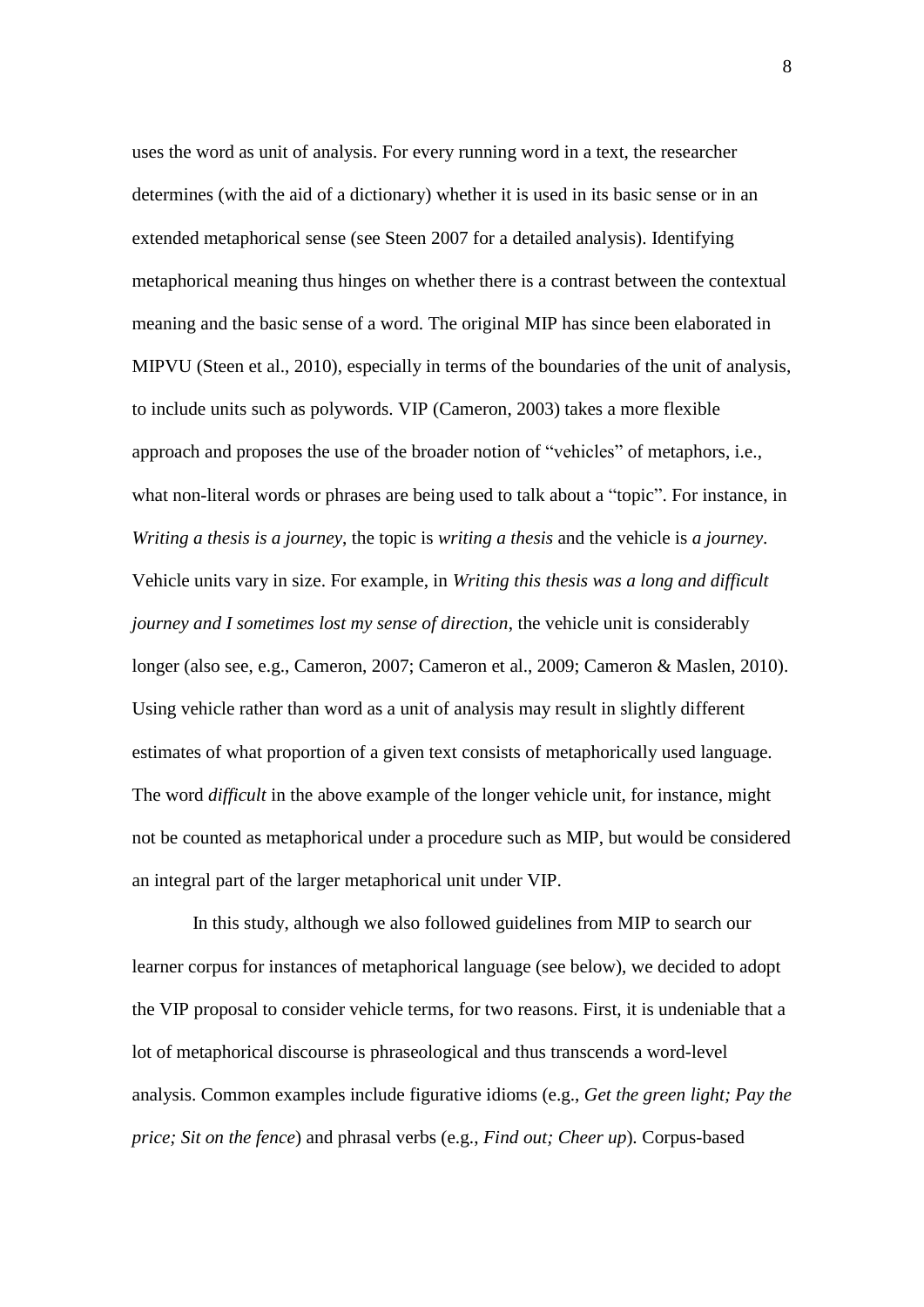uses the word as unit of analysis. For every running word in a text, the researcher determines (with the aid of a dictionary) whether it is used in its basic sense or in an extended metaphorical sense (see Steen 2007 for a detailed analysis). Identifying metaphorical meaning thus hinges on whether there is a contrast between the contextual meaning and the basic sense of a word. The original MIP has since been elaborated in MIPVU (Steen et al., 2010), especially in terms of the boundaries of the unit of analysis, to include units such as polywords. VIP (Cameron, 2003) takes a more flexible approach and proposes the use of the broader notion of "vehicles" of metaphors, i.e., what non-literal words or phrases are being used to talk about a "topic". For instance, in *Writing a thesis is a journey*, the topic is *writing a thesis* and the vehicle is *a journey*. Vehicle units vary in size. For example, in *Writing this thesis was a long and difficult journey and I sometimes lost my sense of direction*, the vehicle unit is considerably longer (also see, e.g., Cameron, 2007; Cameron et al., 2009; Cameron & Maslen, 2010). Using vehicle rather than word as a unit of analysis may result in slightly different estimates of what proportion of a given text consists of metaphorically used language. The word *difficult* in the above example of the longer vehicle unit, for instance, might not be counted as metaphorical under a procedure such as MIP, but would be considered an integral part of the larger metaphorical unit under VIP.

In this study, although we also followed guidelines from MIP to search our learner corpus for instances of metaphorical language (see below), we decided to adopt the VIP proposal to consider vehicle terms, for two reasons. First, it is undeniable that a lot of metaphorical discourse is phraseological and thus transcends a word-level analysis. Common examples include figurative idioms (e.g., *Get the green light; Pay the price; Sit on the fence*) and phrasal verbs (e.g., *Find out; Cheer up*). Corpus-based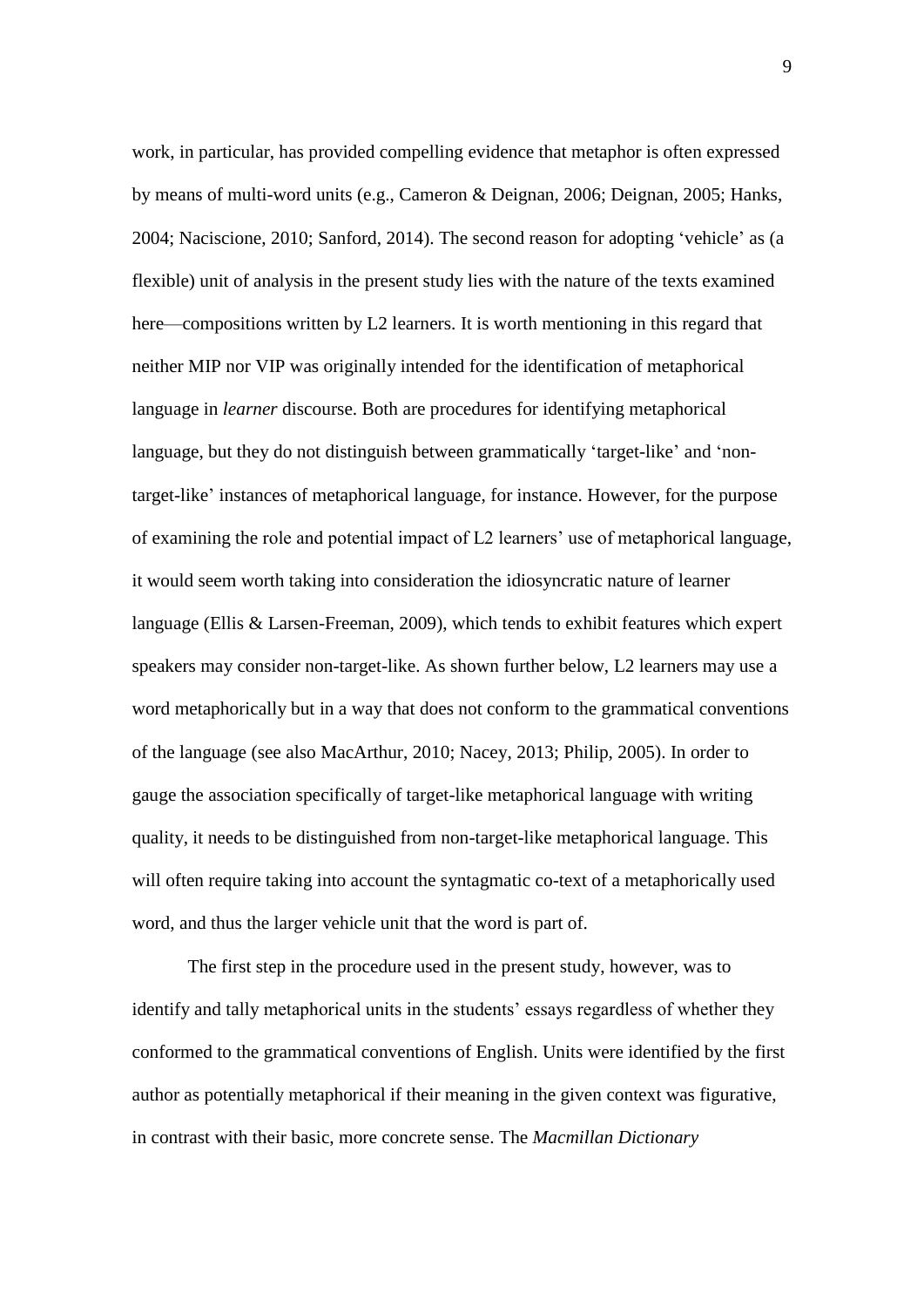work, in particular, has provided compelling evidence that metaphor is often expressed by means of multi-word units (e.g., Cameron & Deignan, 2006; Deignan, 2005; Hanks, 2004; Naciscione, 2010; Sanford, 2014). The second reason for adopting 'vehicle' as (a flexible) unit of analysis in the present study lies with the nature of the texts examined here—compositions written by L2 learners. It is worth mentioning in this regard that neither MIP nor VIP was originally intended for the identification of metaphorical language in *learner* discourse. Both are procedures for identifying metaphorical language, but they do not distinguish between grammatically 'target-like' and 'non-target-like' instances of metaphorical language, for instance. However, for the purpose of examining the role and potential impact of L2 learners' use of metaphorical language, it would seem worth taking into consideration the idiosyncratic nature of learner language (Ellis & Larsen-Freeman, 2009), which tends to exhibit features which expert speakers may consider non-target-like. As shown further below, L2 learners may use a word metaphorically but in a way that does not conform to the grammatical conventions of the language (see also MacArthur, 2010; Nacey, 2013; Philip, 2005). In order to gauge the association specifically of target-like metaphorical language with writing quality, it needs to be distinguished from non-target-like metaphorical language. This will often require taking into account the syntagmatic co-text of a metaphorically used word, and thus the larger vehicle unit that the word is part of.

The first step in the procedure used in the present study, however, was to identify and tally metaphorical units in the students' essays regardless of whether they conformed to the grammatical conventions of English. Units were identified by the first author as potentially metaphorical if their meaning in the given context was figurative, in contrast with their basic, more concrete sense. The *Macmillan Dictionary*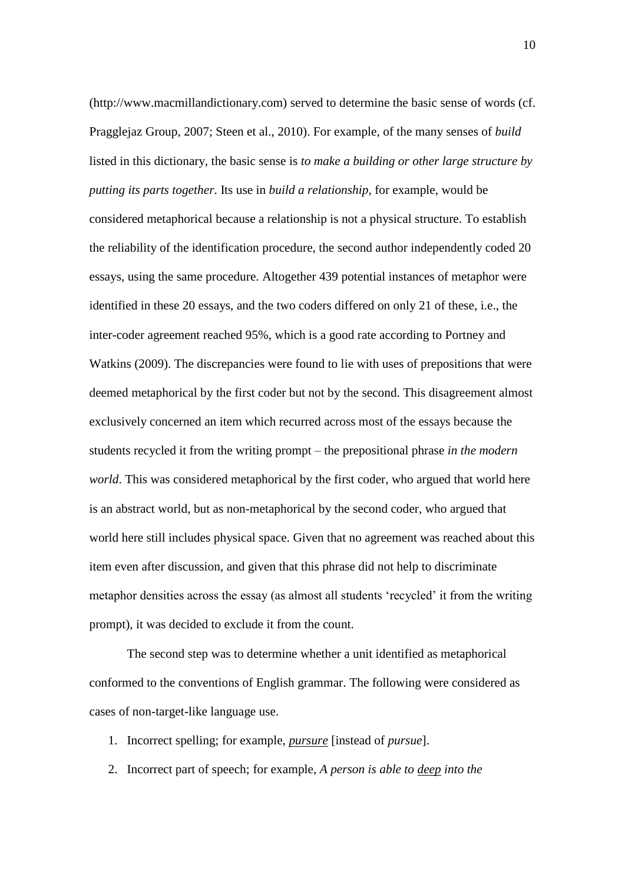(http://www.macmillandictionary.com) served to determine the basic sense of words (cf. Pragglejaz Group, 2007; Steen et al., 2010). For example, of the many senses of *build* listed in this dictionary, the basic sense is *to make a building or other large structure by putting its parts together*. Its use in *build a relationship*, for example, would be considered metaphorical because a relationship is not a physical structure. To establish the reliability of the identification procedure, the second author independently coded 20 essays, using the same procedure. Altogether 439 potential instances of metaphor were identified in these 20 essays, and the two coders differed on only 21 of these, i.e., the inter-coder agreement reached 95%, which is a good rate according to Portney and Watkins (2009). The discrepancies were found to lie with uses of prepositions that were deemed metaphorical by the first coder but not by the second. This disagreement almost exclusively concerned an item which recurred across most of the essays because the students recycled it from the writing prompt – the prepositional phrase *in the modern world*. This was considered metaphorical by the first coder, who argued that world here is an abstract world, but as non-metaphorical by the second coder, who argued that world here still includes physical space. Given that no agreement was reached about this item even after discussion, and given that this phrase did not help to discriminate metaphor densities across the essay (as almost all students 'recycled' it from the writing prompt), it was decided to exclude it from the count.

The second step was to determine whether a unit identified as metaphorical conformed to the conventions of English grammar. The following were considered as cases of non-target-like language use.

1. Incorrect spelling; for example, <u>*pursure*</u> [instead of *pursue*].
2. Incorrect part of speech; for example, *A person is able to <u>deep</u> into the*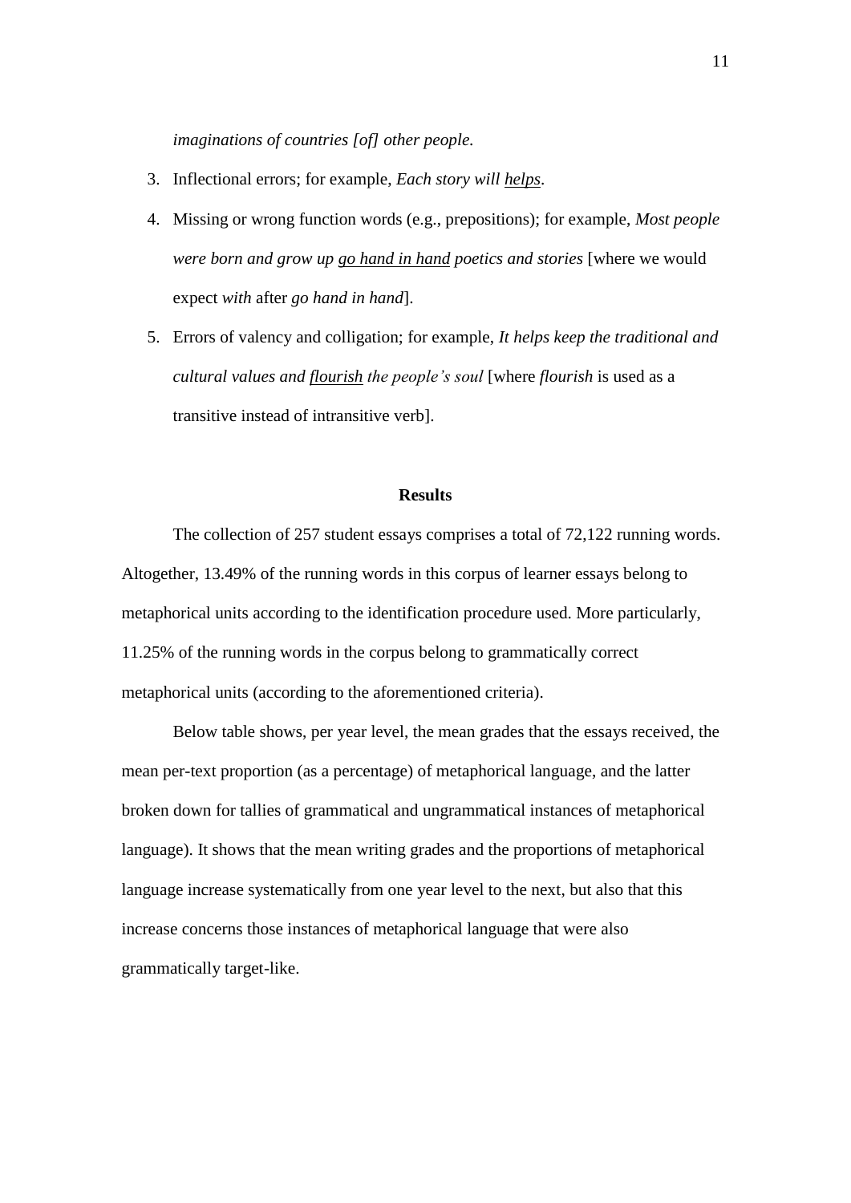*imaginations of countries [of] other people.*

3. Inflectional errors; for example, *Each story will <u>helps</u>*.
4. Missing or wrong function words (e.g., prepositions); for example, *Most people were born and grow up <u>go hand in hand</u> poetics and stories* [where we would expect *with* after *go hand in hand*].
5. Errors of valency and colligation; for example, *It helps keep the traditional and cultural values and <u>flourish</u> the people's soul* [where *flourish* is used as a transitive instead of intransitive verb].

## Results

The collection of 257 student essays comprises a total of 72,122 running words. Altogether, 13.49% of the running words in this corpus of learner essays belong to metaphorical units according to the identification procedure used. More particularly, 11.25% of the running words in the corpus belong to grammatically correct metaphorical units (according to the aforementioned criteria).

Below table shows, per year level, the mean grades that the essays received, the mean per-text proportion (as a percentage) of metaphorical language, and the latter broken down for tallies of grammatical and ungrammatical instances of metaphorical language). It shows that the mean writing grades and the proportions of metaphorical language increase systematically from one year level to the next, but also that this increase concerns those instances of metaphorical language that were also grammatically target-like.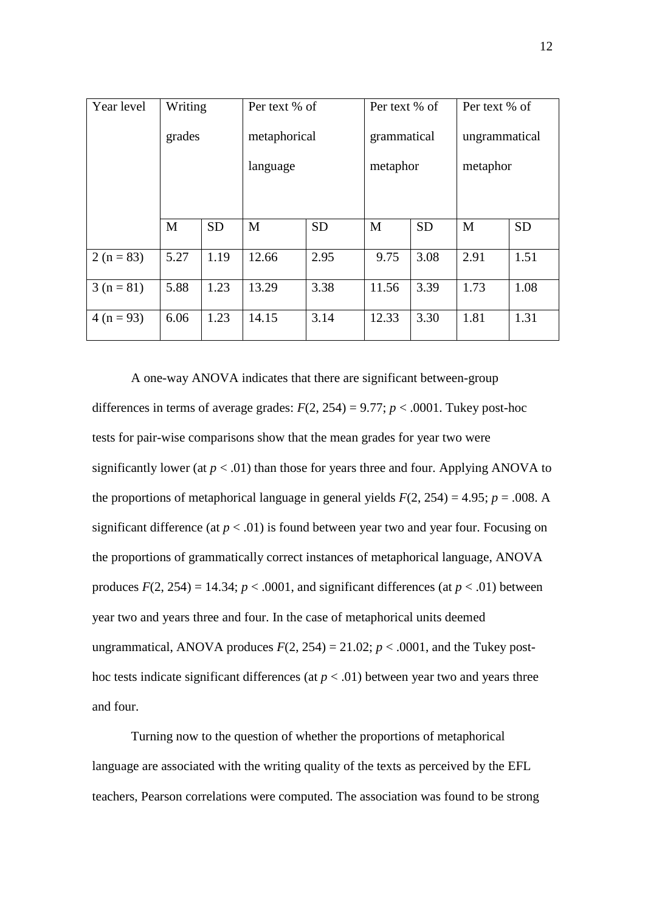| Year level | Writing grades | | Per text % of metaphorical language | | Per text % of grammatical metaphor | | Per text % of ungrammatical metaphor | |
|---|---|---|---|---|---|---|---|---|
| | M | SD | M | SD | M | SD | M | SD |
| 2 (n = 83) | 5.27 | 1.19 | 12.66 | 2.95 | 9.75 | 3.08 | 2.91 | 1.51 |
| 3 (n = 81) | 5.88 | 1.23 | 13.29 | 3.38 | 11.56 | 3.39 | 1.73 | 1.08 |
| 4 (n = 93) | 6.06 | 1.23 | 14.15 | 3.14 | 12.33 | 3.30 | 1.81 | 1.31 |

A one-way ANOVA indicates that there are significant between-group differences in terms of average grades: $F(2, 254) = 9.77$; $p < .0001$. Tukey post-hoc tests for pair-wise comparisons show that the mean grades for year two were significantly lower (at $p < .01$) than those for years three and four. Applying ANOVA to the proportions of metaphorical language in general yields $F(2, 254) = 4.95$; $p = .008$. A significant difference (at $p < .01$) is found between year two and year four. Focusing on the proportions of grammatically correct instances of metaphorical language, ANOVA produces $F(2, 254) = 14.34$; $p < .0001$, and significant differences (at $p < .01$) between year two and years three and four. In the case of metaphorical units deemed ungrammatical, ANOVA produces $F(2, 254) = 21.02$; $p < .0001$, and the Tukey post-hoc tests indicate significant differences (at $p < .01$) between year two and years three and four.

Turning now to the question of whether the proportions of metaphorical language are associated with the writing quality of the texts as perceived by the EFL teachers, Pearson correlations were computed. The association was found to be strong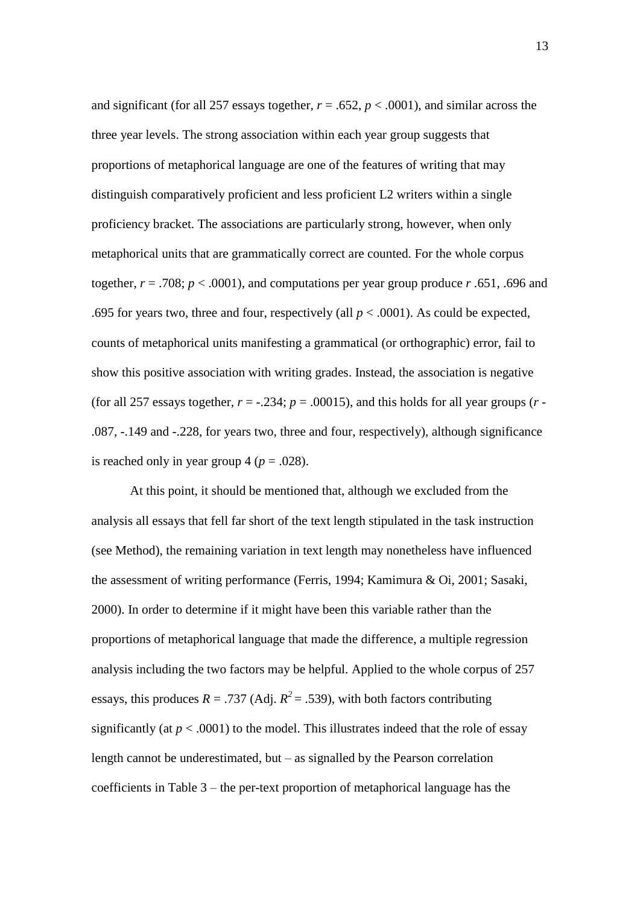and significant (for all 257 essays together, $r = .652$, $p < .0001$), and similar across the three year levels. The strong association within each year group suggests that proportions of metaphorical language are one of the features of writing that may distinguish comparatively proficient and less proficient L2 writers within a single proficiency bracket. The associations are particularly strong, however, when only metaphorical units that are grammatically correct are counted. For the whole corpus together, $r = .708$; $p < .0001$), and computations per year group produce $r$ .651, .696 and .695 for years two, three and four, respectively (all $p < .0001$). As could be expected, counts of metaphorical units manifesting a grammatical (or orthographic) error, fail to show this positive association with writing grades. Instead, the association is negative (for all 257 essays together, $r = -.234$; $p = .00015$), and this holds for all year groups ($r$ -.087, -.149 and -.228, for years two, three and four, respectively), although significance is reached only in year group 4 ($p = .028$).

At this point, it should be mentioned that, although we excluded from the analysis all essays that fell far short of the text length stipulated in the task instruction (see Method), the remaining variation in text length may nonetheless have influenced the assessment of writing performance (Ferris, 1994; Kamimura & Oi, 2001; Sasaki, 2000). In order to determine if it might have been this variable rather than the proportions of metaphorical language that made the difference, a multiple regression analysis including the two factors may be helpful. Applied to the whole corpus of 257 essays, this produces $R = .737$ (Adj. $R^2 = .539$), with both factors contributing significantly (at $p < .0001$) to the model. This illustrates indeed that the role of essay length cannot be underestimated, but – as signalled by the Pearson correlation coefficients in Table 3 – the per-text proportion of metaphorical language has the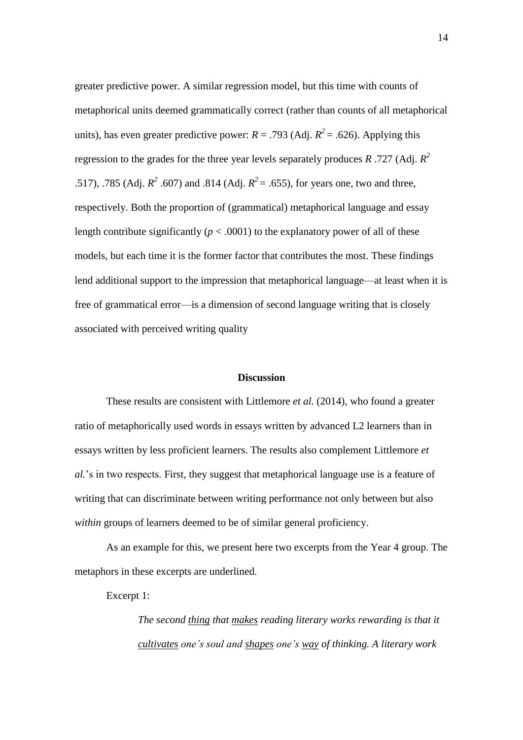greater predictive power. A similar regression model, but this time with counts of metaphorical units deemed grammatically correct (rather than counts of all metaphorical units), has even greater predictive power: $R$ = .793 (Adj. $R^2$ = .626). Applying this regression to the grades for the three year levels separately produces $R$ .727 (Adj. $R^2$ .517), .785 (Adj. $R^2$ .607) and .814 (Adj. $R^2$ = .655), for years one, two and three, respectively. Both the proportion of (grammatical) metaphorical language and essay length contribute significantly ($p < .0001$) to the explanatory power of all of these models, but each time it is the former factor that contributes the most. These findings lend additional support to the impression that metaphorical language—at least when it is free of grammatical error—is a dimension of second language writing that is closely associated with perceived writing quality

## Discussion

These results are consistent with Littlemore *et al.* (2014), who found a greater ratio of metaphorically used words in essays written by advanced L2 learners than in essays written by less proficient learners. The results also complement Littlemore *et al.*'s in two respects. First, they suggest that metaphorical language use is a feature of writing that can discriminate between writing performance not only between but also *within* groups of learners deemed to be of similar general proficiency.

As an example for this, we present here two excerpts from the Year 4 group. The metaphors in these excerpts are underlined.

Excerpt 1:

> *The second <u>thing</u> that <u>makes</u> reading literary works rewarding is that it <u>cultivates</u> one's soul and <u>shapes</u> one's <u>way</u> of thinking. A literary work*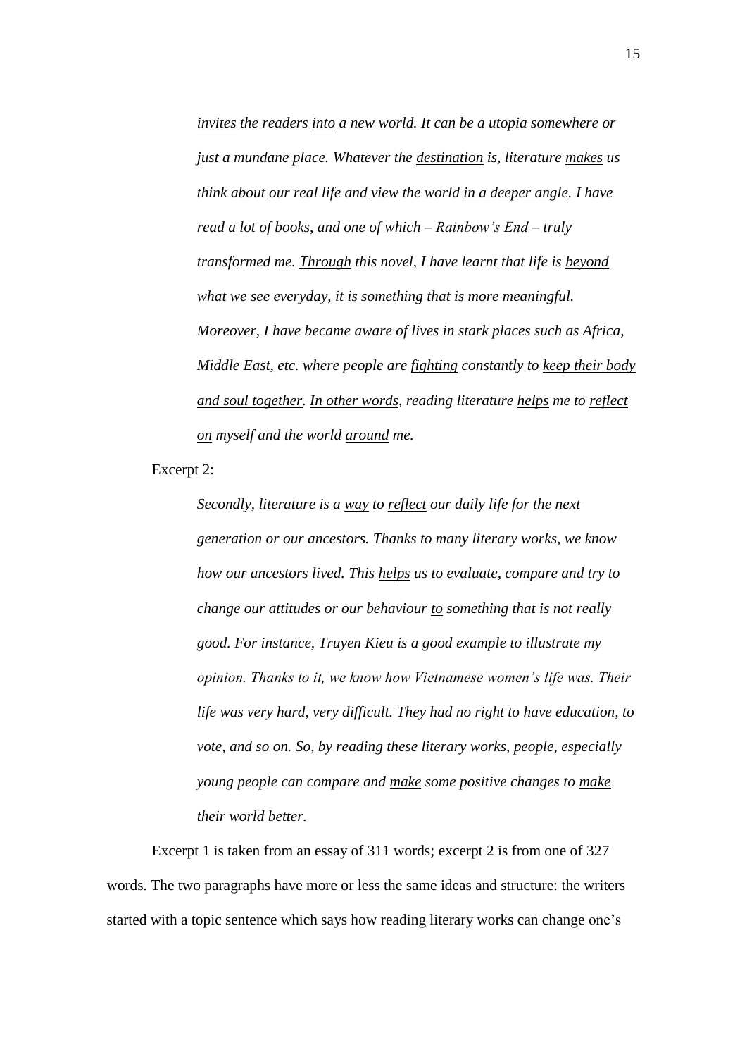> *<u>invites</u> the readers <u>into</u> a new world. It can be a utopia somewhere or just a mundane place. Whatever the <u>destination</u> is, literature <u>makes</u> us think <u>about</u> our real life and <u>view</u> the world <u>in a deeper angle</u>. I have read a lot of books, and one of which – Rainbow's End – truly transformed me. <u>Through</u> this novel, I have learnt that life is <u>beyond</u> what we see everyday, it is something that is more meaningful. Moreover, I have became aware of lives in <u>stark</u> places such as Africa, Middle East, etc. where people are <u>fighting</u> constantly to <u>keep their body and soul together</u>. <u>In other words</u>, reading literature <u>helps</u> me to <u>reflect on</u> myself and the world <u>around</u> me.*

Excerpt 2:

> *Secondly, literature is a <u>way</u> to <u>reflect</u> our daily life for the next generation or our ancestors. Thanks to many literary works, we know how our ancestors lived. This <u>helps</u> us to evaluate, compare and try to change our attitudes or our behaviour <u>to</u> something that is not really good. For instance, Truyen Kieu is a good example to illustrate my opinion. Thanks to it, we know how Vietnamese women's life was. Their life was very hard, very difficult. They had no right to <u>have</u> education, to vote, and so on. So, by reading these literary works, people, especially young people can compare and <u>make</u> some positive changes to <u>make</u> their world better.*

Excerpt 1 is taken from an essay of 311 words; excerpt 2 is from one of 327 words. The two paragraphs have more or less the same ideas and structure: the writers started with a topic sentence which says how reading literary works can change one's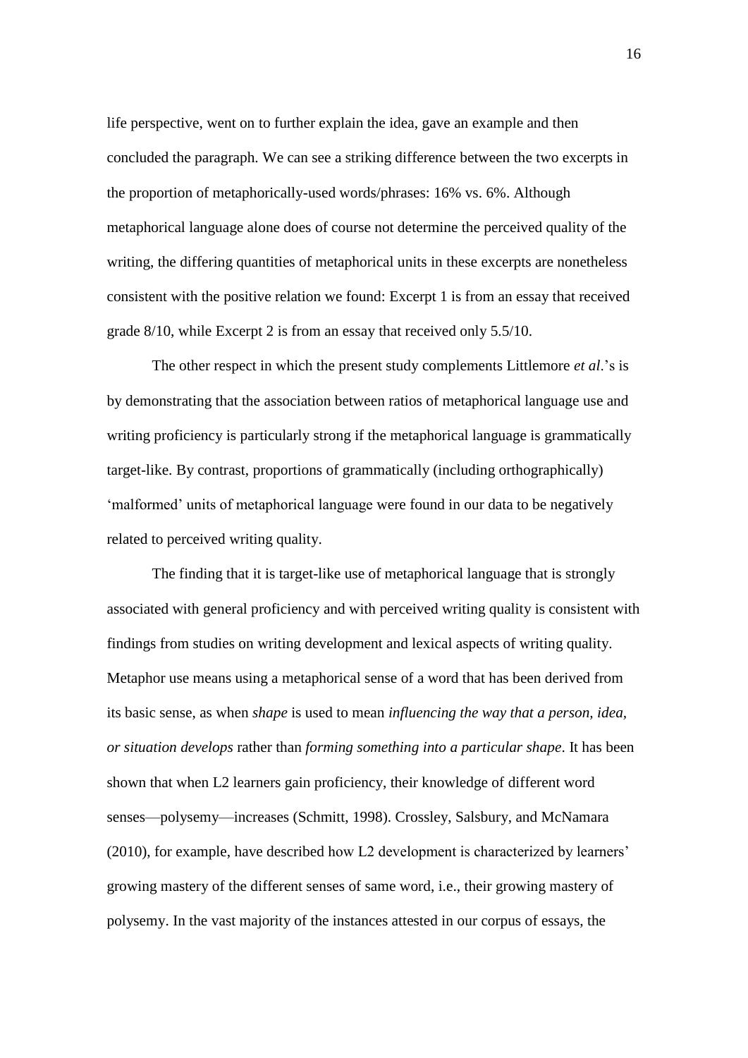life perspective, went on to further explain the idea, gave an example and then concluded the paragraph. We can see a striking difference between the two excerpts in the proportion of metaphorically-used words/phrases: 16% vs. 6%. Although metaphorical language alone does of course not determine the perceived quality of the writing, the differing quantities of metaphorical units in these excerpts are nonetheless consistent with the positive relation we found: Excerpt 1 is from an essay that received grade 8/10, while Excerpt 2 is from an essay that received only 5.5/10.

The other respect in which the present study complements Littlemore *et al*.'s is by demonstrating that the association between ratios of metaphorical language use and writing proficiency is particularly strong if the metaphorical language is grammatically target-like. By contrast, proportions of grammatically (including orthographically) 'malformed' units of metaphorical language were found in our data to be negatively related to perceived writing quality.

The finding that it is target-like use of metaphorical language that is strongly associated with general proficiency and with perceived writing quality is consistent with findings from studies on writing development and lexical aspects of writing quality. Metaphor use means using a metaphorical sense of a word that has been derived from its basic sense, as when *shape* is used to mean *influencing the way that a person, idea, or situation develops* rather than *forming something into a particular shape*. It has been shown that when L2 learners gain proficiency, their knowledge of different word senses—polysemy—increases (Schmitt, 1998). Crossley, Salsbury, and McNamara (2010), for example, have described how L2 development is characterized by learners' growing mastery of the different senses of same word, i.e., their growing mastery of polysemy. In the vast majority of the instances attested in our corpus of essays, the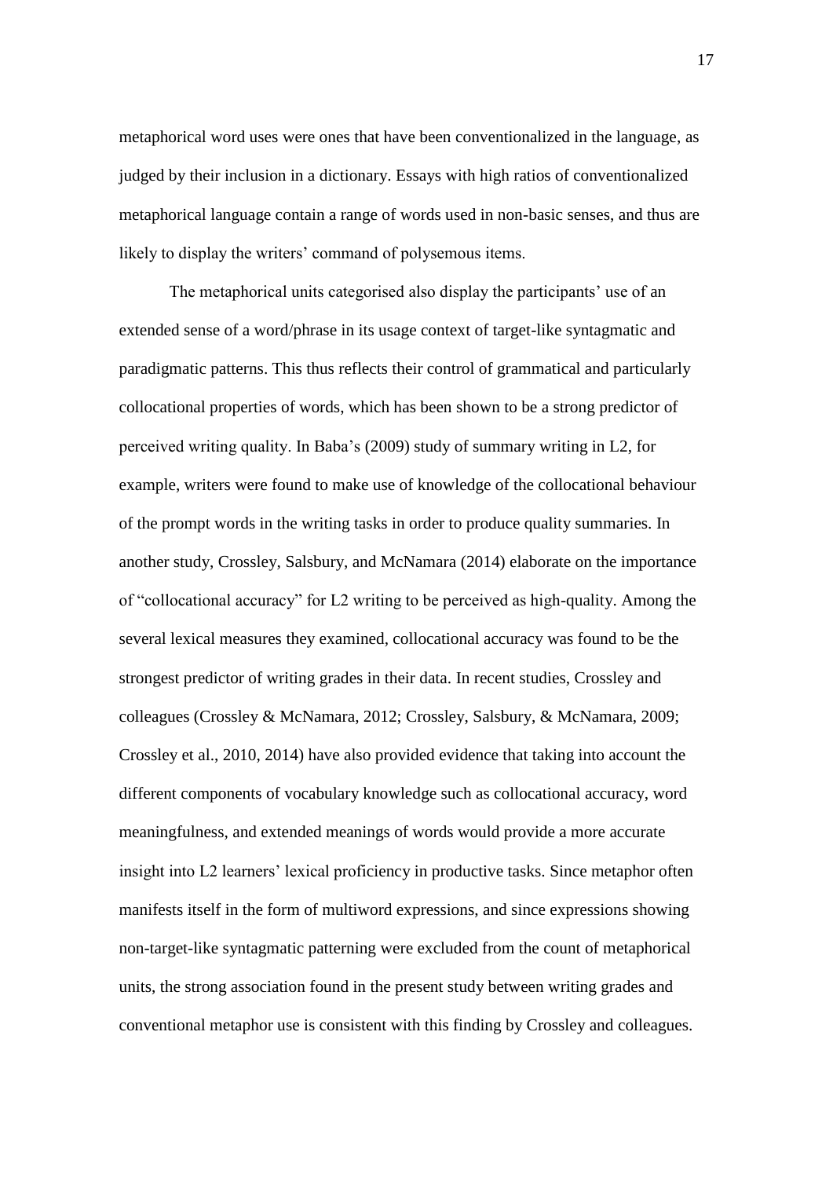metaphorical word uses were ones that have been conventionalized in the language, as judged by their inclusion in a dictionary. Essays with high ratios of conventionalized metaphorical language contain a range of words used in non-basic senses, and thus are likely to display the writers' command of polysemous items.

The metaphorical units categorised also display the participants' use of an extended sense of a word/phrase in its usage context of target-like syntagmatic and paradigmatic patterns. This thus reflects their control of grammatical and particularly collocational properties of words, which has been shown to be a strong predictor of perceived writing quality. In Baba's (2009) study of summary writing in L2, for example, writers were found to make use of knowledge of the collocational behaviour of the prompt words in the writing tasks in order to produce quality summaries. In another study, Crossley, Salsbury, and McNamara (2014) elaborate on the importance of "collocational accuracy" for L2 writing to be perceived as high-quality. Among the several lexical measures they examined, collocational accuracy was found to be the strongest predictor of writing grades in their data. In recent studies, Crossley and colleagues (Crossley & McNamara, 2012; Crossley, Salsbury, & McNamara, 2009; Crossley et al., 2010, 2014) have also provided evidence that taking into account the different components of vocabulary knowledge such as collocational accuracy, word meaningfulness, and extended meanings of words would provide a more accurate insight into L2 learners' lexical proficiency in productive tasks. Since metaphor often manifests itself in the form of multiword expressions, and since expressions showing non-target-like syntagmatic patterning were excluded from the count of metaphorical units, the strong association found in the present study between writing grades and conventional metaphor use is consistent with this finding by Crossley and colleagues.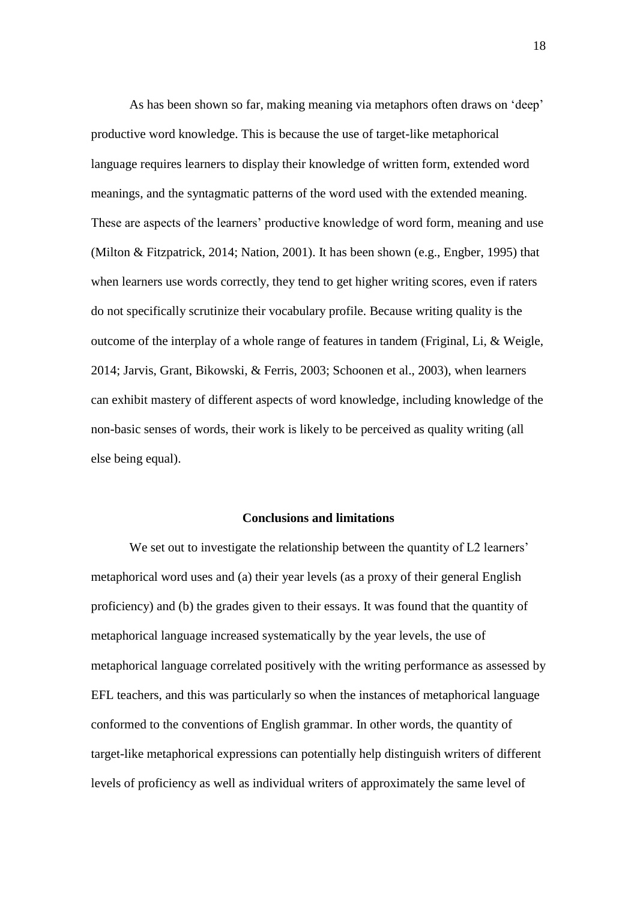As has been shown so far, making meaning via metaphors often draws on 'deep' productive word knowledge. This is because the use of target-like metaphorical language requires learners to display their knowledge of written form, extended word meanings, and the syntagmatic patterns of the word used with the extended meaning. These are aspects of the learners' productive knowledge of word form, meaning and use (Milton & Fitzpatrick, 2014; Nation, 2001). It has been shown (e.g., Engber, 1995) that when learners use words correctly, they tend to get higher writing scores, even if raters do not specifically scrutinize their vocabulary profile. Because writing quality is the outcome of the interplay of a whole range of features in tandem (Friginal, Li, & Weigle, 2014; Jarvis, Grant, Bikowski, & Ferris, 2003; Schoonen et al., 2003), when learners can exhibit mastery of different aspects of word knowledge, including knowledge of the non-basic senses of words, their work is likely to be perceived as quality writing (all else being equal).

## Conclusions and limitations

We set out to investigate the relationship between the quantity of L2 learners' metaphorical word uses and (a) their year levels (as a proxy of their general English proficiency) and (b) the grades given to their essays. It was found that the quantity of metaphorical language increased systematically by the year levels, the use of metaphorical language correlated positively with the writing performance as assessed by EFL teachers, and this was particularly so when the instances of metaphorical language conformed to the conventions of English grammar. In other words, the quantity of target-like metaphorical expressions can potentially help distinguish writers of different levels of proficiency as well as individual writers of approximately the same level of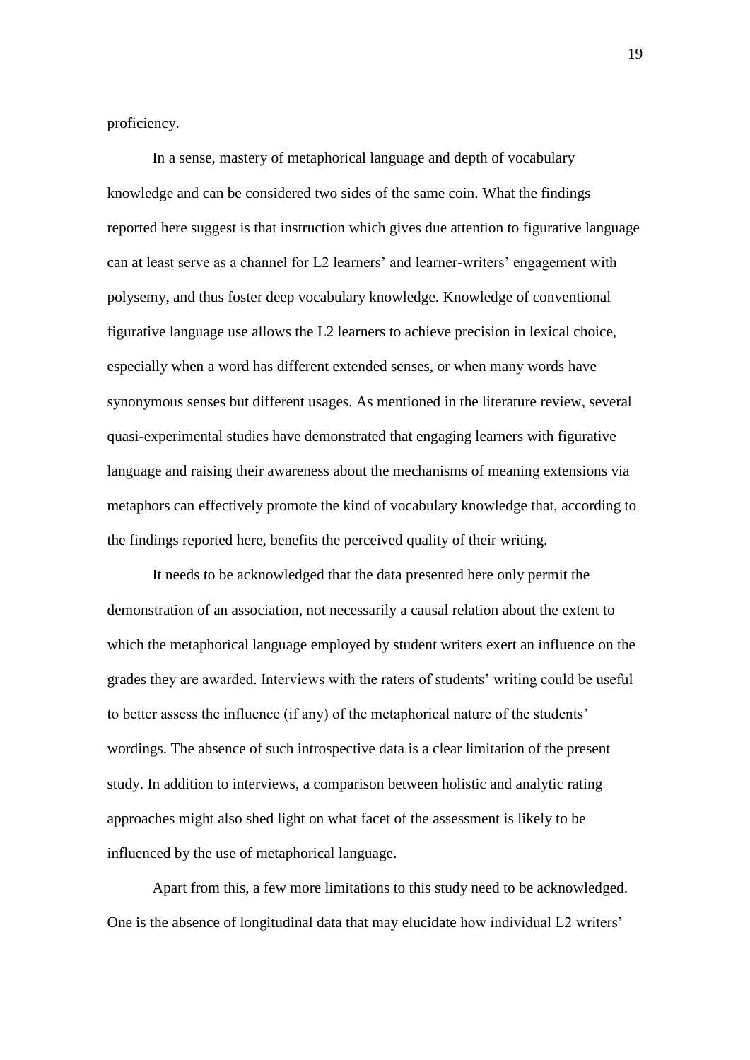proficiency.

In a sense, mastery of metaphorical language and depth of vocabulary knowledge and can be considered two sides of the same coin. What the findings reported here suggest is that instruction which gives due attention to figurative language can at least serve as a channel for L2 learners' and learner-writers' engagement with polysemy, and thus foster deep vocabulary knowledge. Knowledge of conventional figurative language use allows the L2 learners to achieve precision in lexical choice, especially when a word has different extended senses, or when many words have synonymous senses but different usages. As mentioned in the literature review, several quasi-experimental studies have demonstrated that engaging learners with figurative language and raising their awareness about the mechanisms of meaning extensions via metaphors can effectively promote the kind of vocabulary knowledge that, according to the findings reported here, benefits the perceived quality of their writing.

It needs to be acknowledged that the data presented here only permit the demonstration of an association, not necessarily a causal relation about the extent to which the metaphorical language employed by student writers exert an influence on the grades they are awarded. Interviews with the raters of students' writing could be useful to better assess the influence (if any) of the metaphorical nature of the students' wordings. The absence of such introspective data is a clear limitation of the present study. In addition to interviews, a comparison between holistic and analytic rating approaches might also shed light on what facet of the assessment is likely to be influenced by the use of metaphorical language.

Apart from this, a few more limitations to this study need to be acknowledged. One is the absence of longitudinal data that may elucidate how individual L2 writers'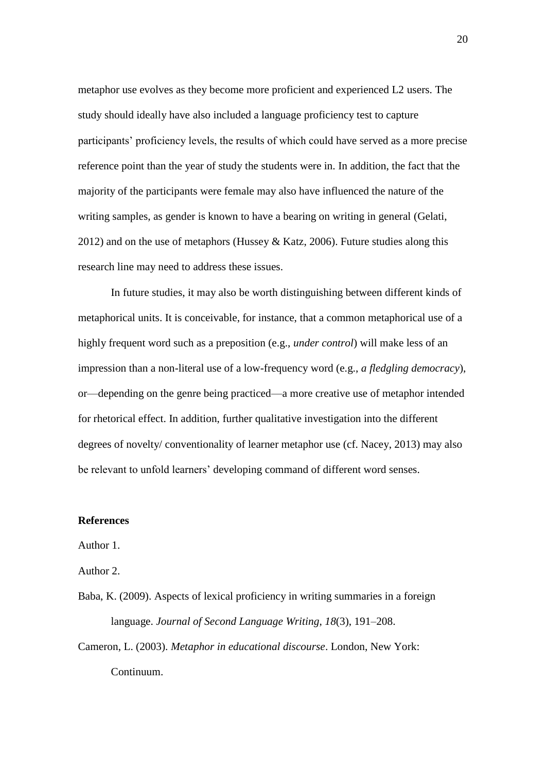metaphor use evolves as they become more proficient and experienced L2 users. The study should ideally have also included a language proficiency test to capture participants' proficiency levels, the results of which could have served as a more precise reference point than the year of study the students were in. In addition, the fact that the majority of the participants were female may also have influenced the nature of the writing samples, as gender is known to have a bearing on writing in general (Gelati, 2012) and on the use of metaphors (Hussey & Katz, 2006). Future studies along this research line may need to address these issues.

In future studies, it may also be worth distinguishing between different kinds of metaphorical units. It is conceivable, for instance, that a common metaphorical use of a highly frequent word such as a preposition (e.g., *under control*) will make less of an impression than a non-literal use of a low-frequency word (e.g., *a fledgling democracy*), or—depending on the genre being practiced—a more creative use of metaphor intended for rhetorical effect. In addition, further qualitative investigation into the different degrees of novelty/ conventionality of learner metaphor use (cf. Nacey, 2013) may also be relevant to unfold learners' developing command of different word senses.

## References

Author 1.

Author 2.

Baba, K. (2009). Aspects of lexical proficiency in writing summaries in a foreign language. *Journal of Second Language Writing*, *18*(3), 191–208.

Cameron, L. (2003). *Metaphor in educational discourse*. London, New York: Continuum.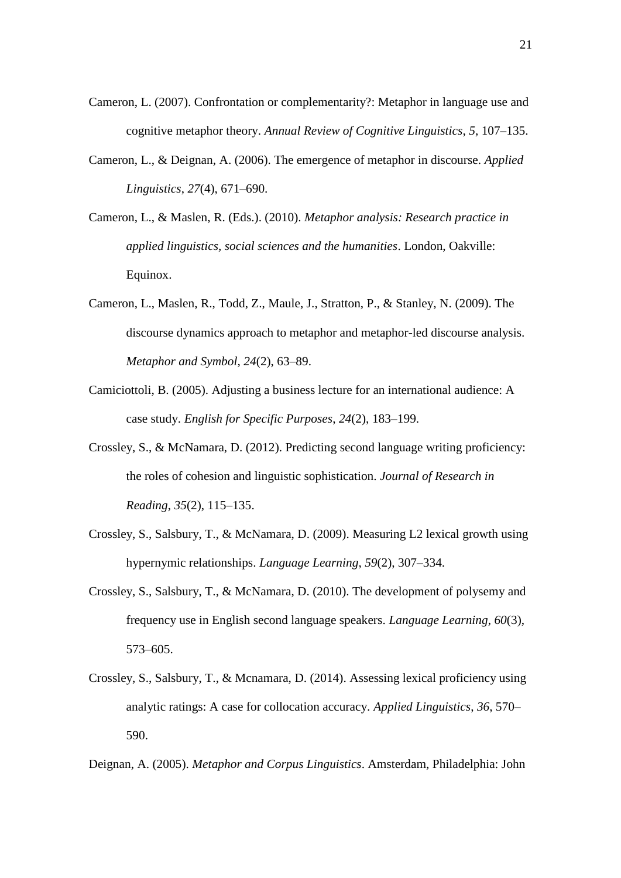Cameron, L. (2007). Confrontation or complementarity?: Metaphor in language use and cognitive metaphor theory. *Annual Review of Cognitive Linguistics*, *5*, 107–135.

Cameron, L., & Deignan, A. (2006). The emergence of metaphor in discourse. *Applied Linguistics*, *27*(4), 671–690.

Cameron, L., & Maslen, R. (Eds.). (2010). *Metaphor analysis: Research practice in applied linguistics, social sciences and the humanities*. London, Oakville: Equinox.

Cameron, L., Maslen, R., Todd, Z., Maule, J., Stratton, P., & Stanley, N. (2009). The discourse dynamics approach to metaphor and metaphor-led discourse analysis. *Metaphor and Symbol*, *24*(2), 63–89.

Camiciottoli, B. (2005). Adjusting a business lecture for an international audience: A case study. *English for Specific Purposes*, *24*(2), 183–199.

Crossley, S., & McNamara, D. (2012). Predicting second language writing proficiency: the roles of cohesion and linguistic sophistication. *Journal of Research in Reading*, *35*(2), 115–135.

Crossley, S., Salsbury, T., & McNamara, D. (2009). Measuring L2 lexical growth using hypernymic relationships. *Language Learning*, *59*(2), 307–334.

Crossley, S., Salsbury, T., & McNamara, D. (2010). The development of polysemy and frequency use in English second language speakers. *Language Learning*, *60*(3), 573–605.

Crossley, S., Salsbury, T., & Mcnamara, D. (2014). Assessing lexical proficiency using analytic ratings: A case for collocation accuracy. *Applied Linguistics*, *36*, 570–590.

Deignan, A. (2005). *Metaphor and Corpus Linguistics*. Amsterdam, Philadelphia: John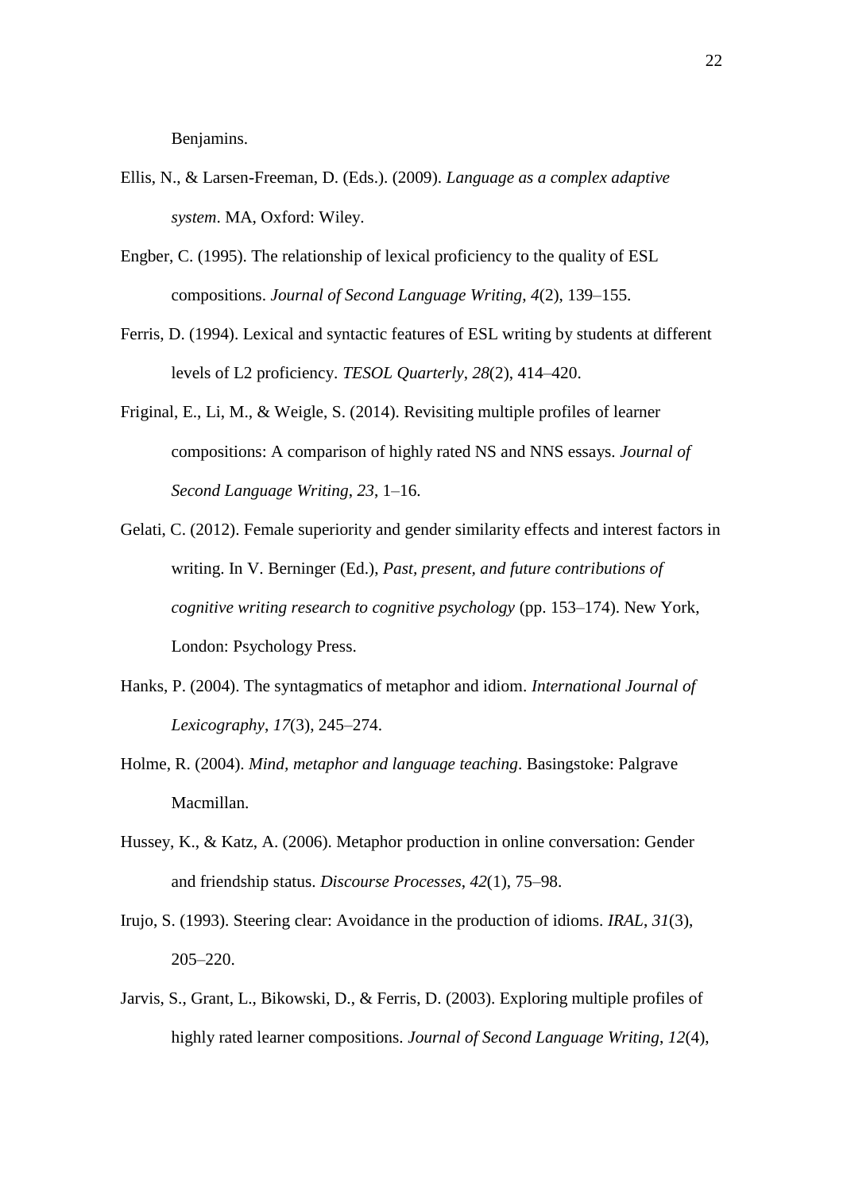Benjamins.

Ellis, N., & Larsen-Freeman, D. (Eds.). (2009). *Language as a complex adaptive system*. MA, Oxford: Wiley.

Engber, C. (1995). The relationship of lexical proficiency to the quality of ESL compositions. *Journal of Second Language Writing*, *4*(2), 139–155.

Ferris, D. (1994). Lexical and syntactic features of ESL writing by students at different levels of L2 proficiency. *TESOL Quarterly*, *28*(2), 414–420.

Friginal, E., Li, M., & Weigle, S. (2014). Revisiting multiple profiles of learner compositions: A comparison of highly rated NS and NNS essays. *Journal of Second Language Writing*, *23*, 1–16.

Gelati, C. (2012). Female superiority and gender similarity effects and interest factors in writing. In V. Berninger (Ed.), *Past, present, and future contributions of cognitive writing research to cognitive psychology* (pp. 153–174). New York, London: Psychology Press.

Hanks, P. (2004). The syntagmatics of metaphor and idiom. *International Journal of Lexicography*, *17*(3), 245–274.

Holme, R. (2004). *Mind, metaphor and language teaching*. Basingstoke: Palgrave Macmillan.

Hussey, K., & Katz, A. (2006). Metaphor production in online conversation: Gender and friendship status. *Discourse Processes*, *42*(1), 75–98.

Irujo, S. (1993). Steering clear: Avoidance in the production of idioms. *IRAL*, *31*(3), 205–220.

Jarvis, S., Grant, L., Bikowski, D., & Ferris, D. (2003). Exploring multiple profiles of highly rated learner compositions. *Journal of Second Language Writing*, *12*(4),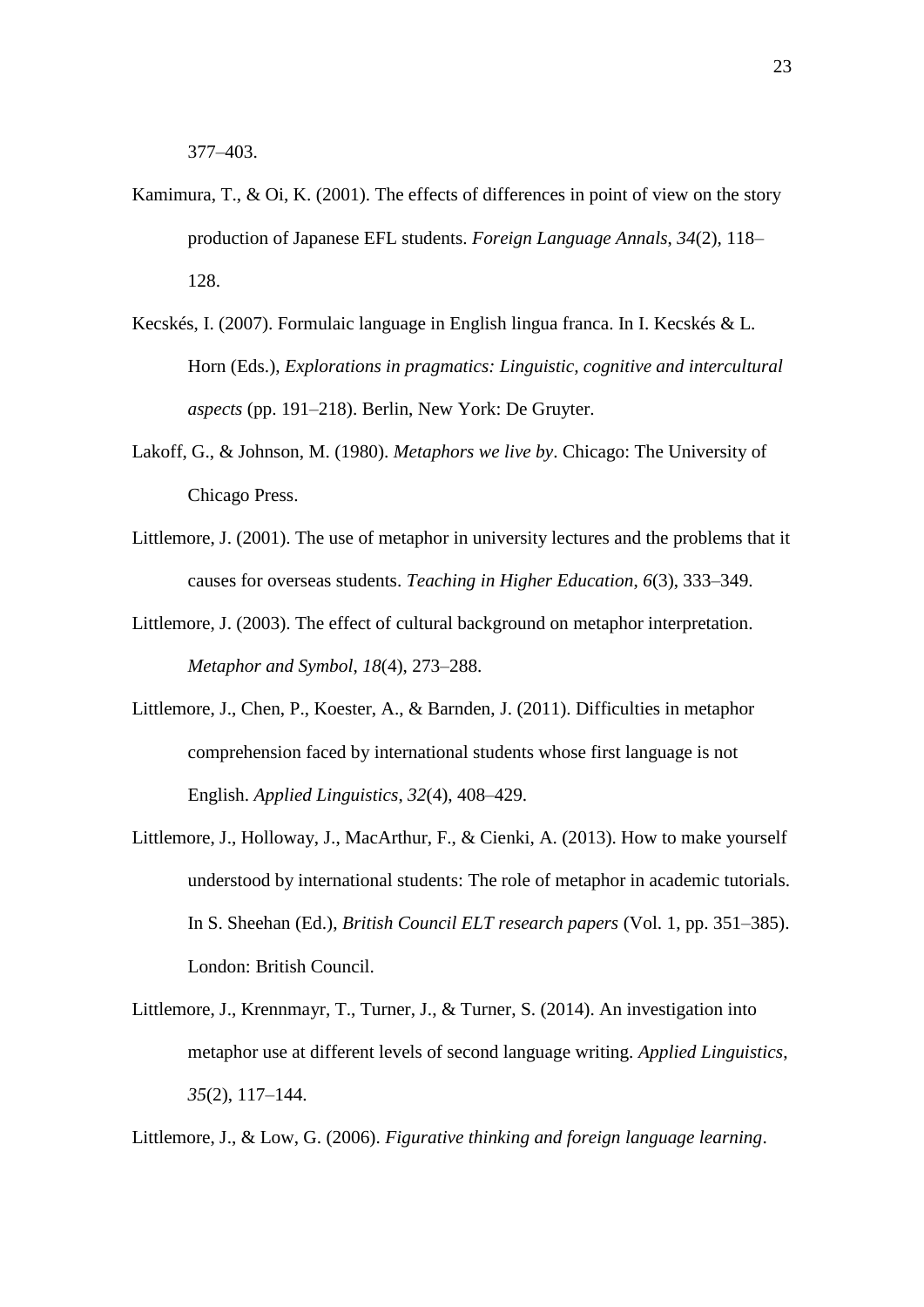377–403.

Kamimura, T., & Oi, K. (2001). The effects of differences in point of view on the story production of Japanese EFL students. *Foreign Language Annals*, *34*(2), 118–128.

Kecskés, I. (2007). Formulaic language in English lingua franca. In I. Kecskés & L. Horn (Eds.), *Explorations in pragmatics: Linguistic, cognitive and intercultural aspects* (pp. 191–218). Berlin, New York: De Gruyter.

Lakoff, G., & Johnson, M. (1980). *Metaphors we live by*. Chicago: The University of Chicago Press.

Littlemore, J. (2001). The use of metaphor in university lectures and the problems that it causes for overseas students. *Teaching in Higher Education*, *6*(3), 333–349.

Littlemore, J. (2003). The effect of cultural background on metaphor interpretation. *Metaphor and Symbol*, *18*(4), 273–288.

Littlemore, J., Chen, P., Koester, A., & Barnden, J. (2011). Difficulties in metaphor comprehension faced by international students whose first language is not English. *Applied Linguistics*, *32*(4), 408–429.

Littlemore, J., Holloway, J., MacArthur, F., & Cienki, A. (2013). How to make yourself understood by international students: The role of metaphor in academic tutorials. In S. Sheehan (Ed.), *British Council ELT research papers* (Vol. 1, pp. 351–385). London: British Council.

Littlemore, J., Krennmayr, T., Turner, J., & Turner, S. (2014). An investigation into metaphor use at different levels of second language writing. *Applied Linguistics*, *35*(2), 117–144.

Littlemore, J., & Low, G. (2006). *Figurative thinking and foreign language learning*.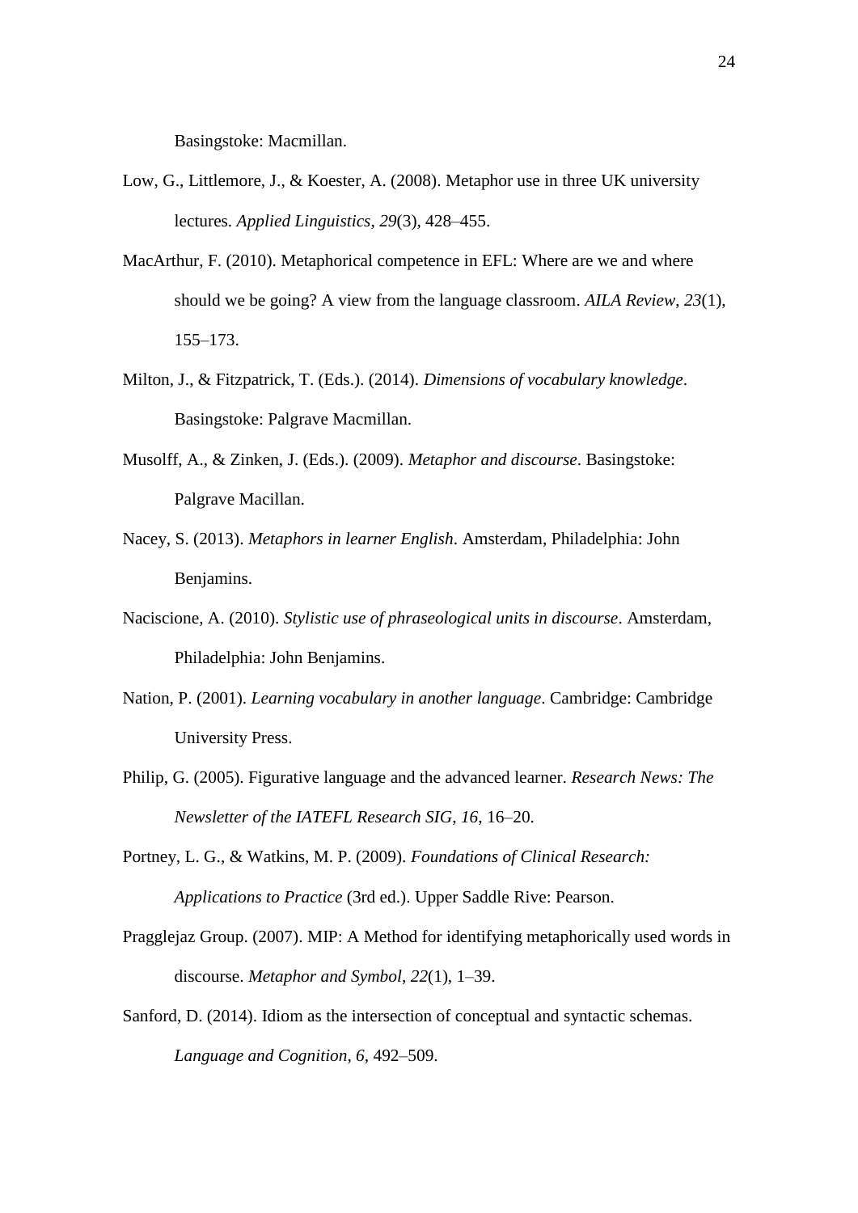Basingstoke: Macmillan.

Low, G., Littlemore, J., & Koester, A. (2008). Metaphor use in three UK university lectures. *Applied Linguistics*, *29*(3), 428–455.

MacArthur, F. (2010). Metaphorical competence in EFL: Where are we and where should we be going? A view from the language classroom. *AILA Review*, *23*(1), 155–173.

Milton, J., & Fitzpatrick, T. (Eds.). (2014). *Dimensions of vocabulary knowledge*. Basingstoke: Palgrave Macmillan.

Musolff, A., & Zinken, J. (Eds.). (2009). *Metaphor and discourse*. Basingstoke: Palgrave Macillan.

Nacey, S. (2013). *Metaphors in learner English*. Amsterdam, Philadelphia: John Benjamins.

Naciscione, A. (2010). *Stylistic use of phraseological units in discourse*. Amsterdam, Philadelphia: John Benjamins.

Nation, P. (2001). *Learning vocabulary in another language*. Cambridge: Cambridge University Press.

Philip, G. (2005). Figurative language and the advanced learner. *Research News: The Newsletter of the IATEFL Research SIG*, *16*, 16–20.

Portney, L. G., & Watkins, M. P. (2009). *Foundations of Clinical Research: Applications to Practice* (3rd ed.). Upper Saddle Rive: Pearson.

Pragglejaz Group. (2007). MIP: A Method for identifying metaphorically used words in discourse. *Metaphor and Symbol*, *22*(1), 1–39.

Sanford, D. (2014). Idiom as the intersection of conceptual and syntactic schemas. *Language and Cognition*, *6*, 492–509.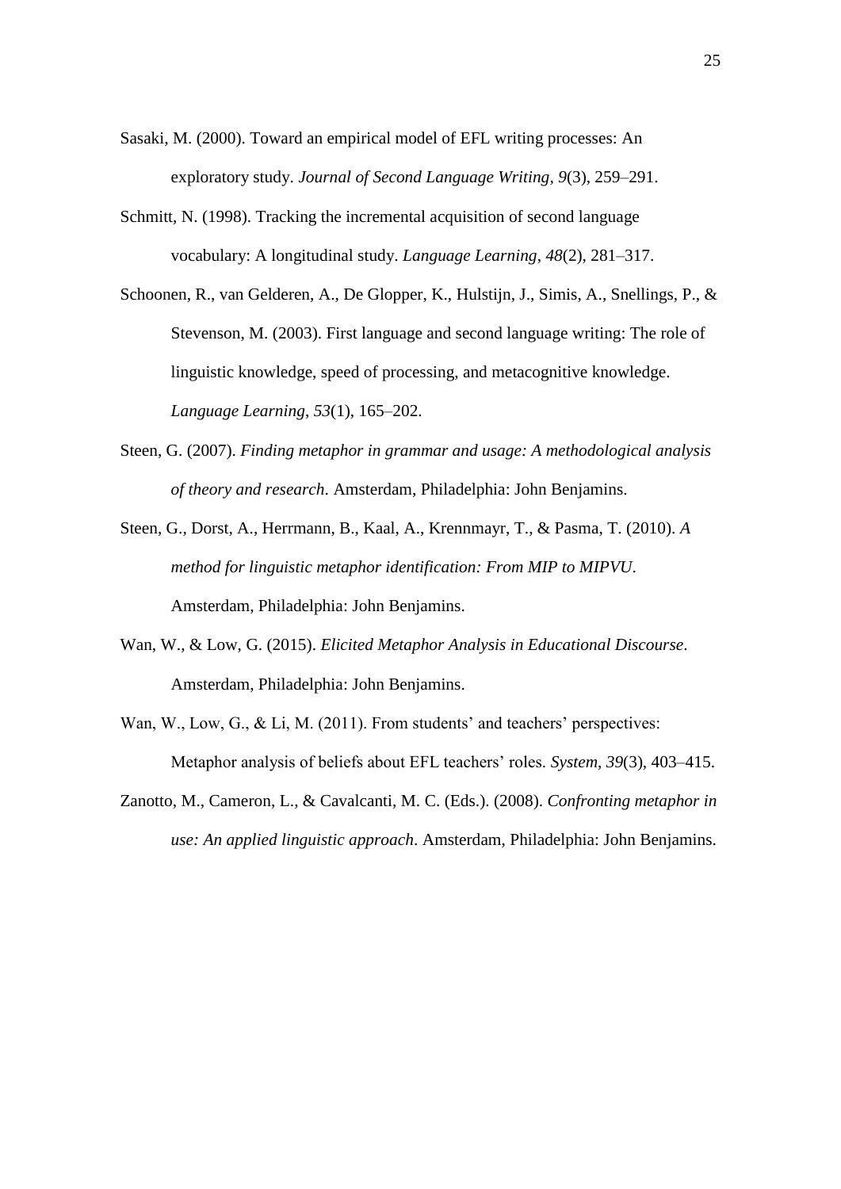Sasaki, M. (2000). Toward an empirical model of EFL writing processes: An exploratory study. *Journal of Second Language Writing*, *9*(3), 259–291.

Schmitt, N. (1998). Tracking the incremental acquisition of second language vocabulary: A longitudinal study. *Language Learning*, *48*(2), 281–317.

Schoonen, R., van Gelderen, A., De Glopper, K., Hulstijn, J., Simis, A., Snellings, P., & Stevenson, M. (2003). First language and second language writing: The role of linguistic knowledge, speed of processing, and metacognitive knowledge. *Language Learning*, *53*(1), 165–202.

Steen, G. (2007). *Finding metaphor in grammar and usage: A methodological analysis of theory and research*. Amsterdam, Philadelphia: John Benjamins.

Steen, G., Dorst, A., Herrmann, B., Kaal, A., Krennmayr, T., & Pasma, T. (2010). *A method for linguistic metaphor identification: From MIP to MIPVU*. Amsterdam, Philadelphia: John Benjamins.

Wan, W., & Low, G. (2015). *Elicited Metaphor Analysis in Educational Discourse*. Amsterdam, Philadelphia: John Benjamins.

Wan, W., Low, G., & Li, M. (2011). From students' and teachers' perspectives: Metaphor analysis of beliefs about EFL teachers' roles. *System*, *39*(3), 403–415.

Zanotto, M., Cameron, L., & Cavalcanti, M. C. (Eds.). (2008). *Confronting metaphor in use: An applied linguistic approach*. Amsterdam, Philadelphia: John Benjamins.